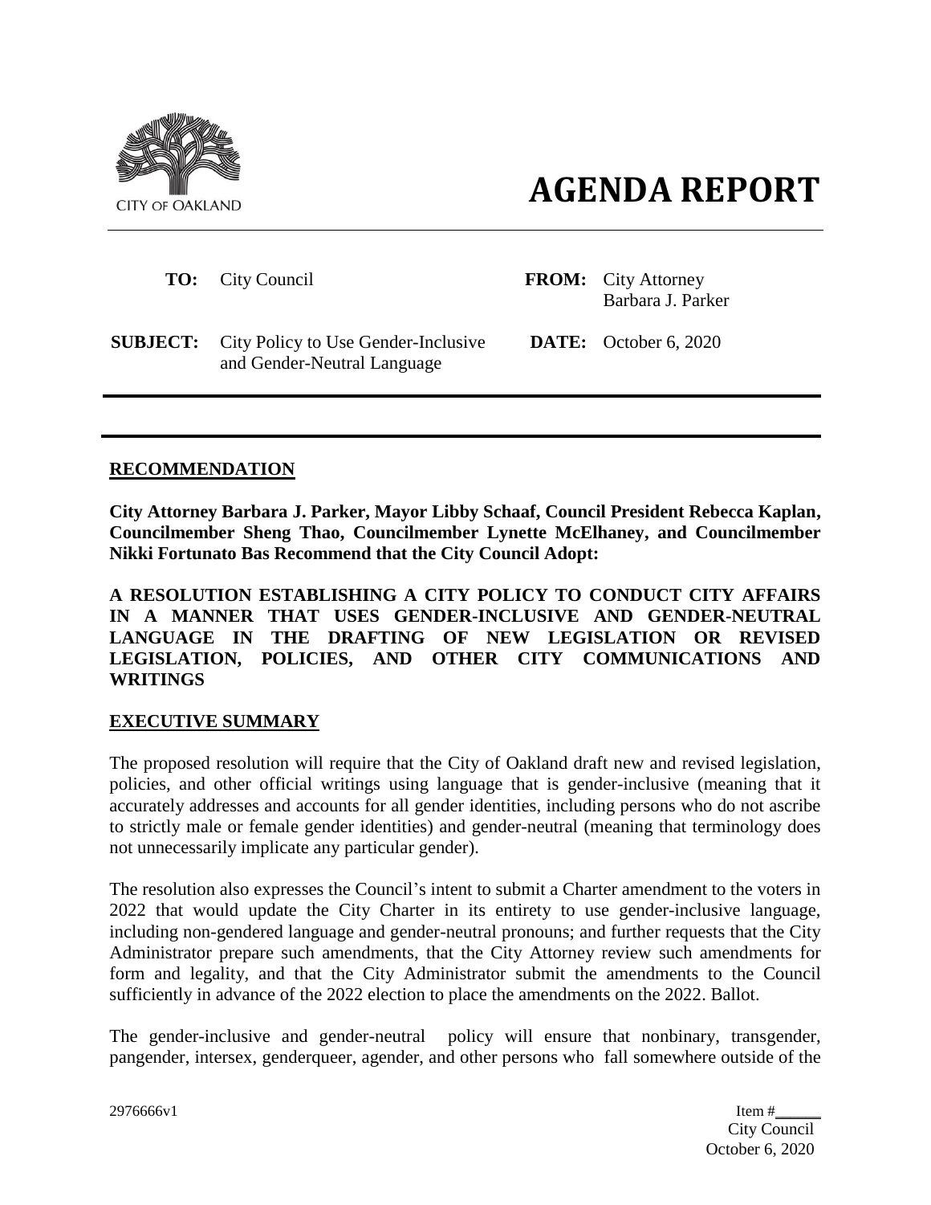CITY OF OAKLAND

# AGENDA REPORT

| | | | |
|---|---|---|---|
| **TO:** | City Council | **FROM:** | City Attorney Barbara J. Parker |
| **SUBJECT:** | City Policy to Use Gender-Inclusive and Gender-Neutral Language | **DATE:** | October 6, 2020 |

## RECOMMENDATION

**City Attorney Barbara J. Parker, Mayor Libby Schaaf, Council President Rebecca Kaplan, Councilmember Sheng Thao, Councilmember Lynette McElhaney, and Councilmember Nikki Fortunato Bas Recommend that the City Council Adopt:**

**A RESOLUTION ESTABLISHING A CITY POLICY TO CONDUCT CITY AFFAIRS IN A MANNER THAT USES GENDER-INCLUSIVE AND GENDER-NEUTRAL LANGUAGE IN THE DRAFTING OF NEW LEGISLATION OR REVISED LEGISLATION, POLICIES, AND OTHER CITY COMMUNICATIONS AND WRITINGS**

## EXECUTIVE SUMMARY

The proposed resolution will require that the City of Oakland draft new and revised legislation, policies, and other official writings using language that is gender-inclusive (meaning that it accurately addresses and accounts for all gender identities, including persons who do not ascribe to strictly male or female gender identities) and gender-neutral (meaning that terminology does not unnecessarily implicate any particular gender).

The resolution also expresses the Council's intent to submit a Charter amendment to the voters in 2022 that would update the City Charter in its entirety to use gender-inclusive language, including non-gendered language and gender-neutral pronouns; and further requests that the City Administrator prepare such amendments, that the City Attorney review such amendments for form and legality, and that the City Administrator submit the amendments to the Council sufficiently in advance of the 2022 election to place the amendments on the 2022. Ballot.

The gender-inclusive and gender-neutral policy will ensure that nonbinary, transgender, pangender, intersex, genderqueer, agender, and other persons who fall somewhere outside of the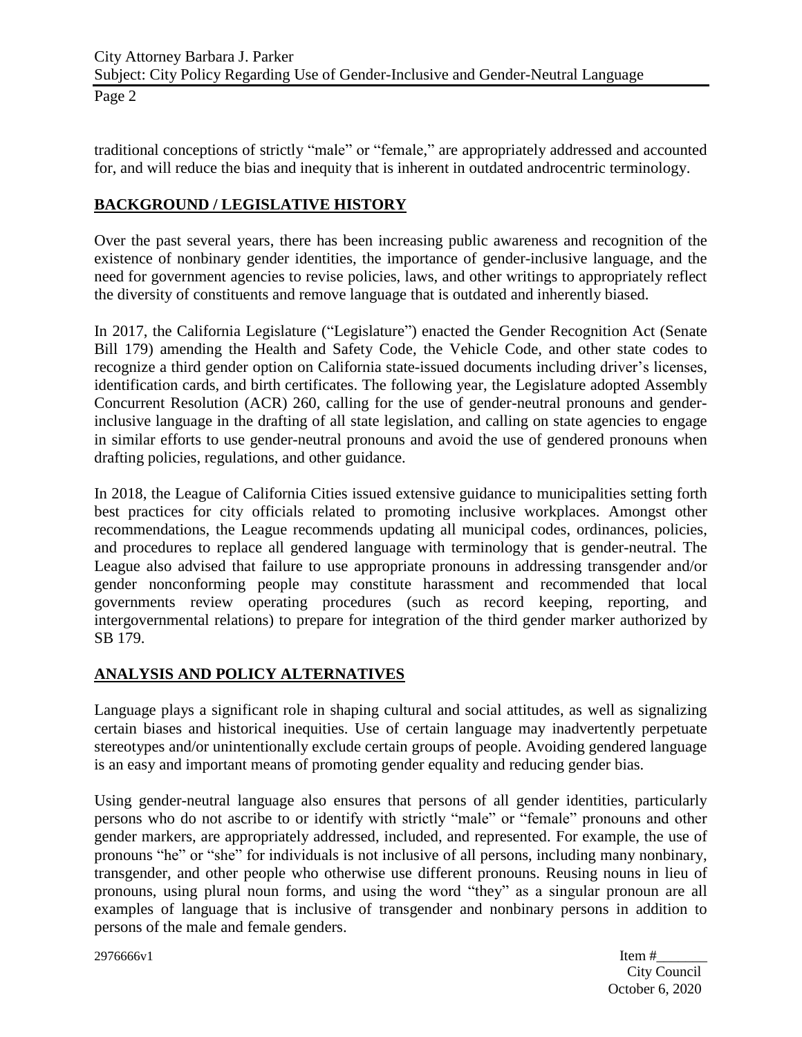traditional conceptions of strictly "male" or "female," are appropriately addressed and accounted for, and will reduce the bias and inequity that is inherent in outdated androcentric terminology.

## BACKGROUND / LEGISLATIVE HISTORY

Over the past several years, there has been increasing public awareness and recognition of the existence of nonbinary gender identities, the importance of gender-inclusive language, and the need for government agencies to revise policies, laws, and other writings to appropriately reflect the diversity of constituents and remove language that is outdated and inherently biased.

In 2017, the California Legislature ("Legislature") enacted the Gender Recognition Act (Senate Bill 179) amending the Health and Safety Code, the Vehicle Code, and other state codes to recognize a third gender option on California state-issued documents including driver's licenses, identification cards, and birth certificates. The following year, the Legislature adopted Assembly Concurrent Resolution (ACR) 260, calling for the use of gender-neutral pronouns and gender-inclusive language in the drafting of all state legislation, and calling on state agencies to engage in similar efforts to use gender-neutral pronouns and avoid the use of gendered pronouns when drafting policies, regulations, and other guidance.

In 2018, the League of California Cities issued extensive guidance to municipalities setting forth best practices for city officials related to promoting inclusive workplaces. Amongst other recommendations, the League recommends updating all municipal codes, ordinances, policies, and procedures to replace all gendered language with terminology that is gender-neutral. The League also advised that failure to use appropriate pronouns in addressing transgender and/or gender nonconforming people may constitute harassment and recommended that local governments review operating procedures (such as record keeping, reporting, and intergovernmental relations) to prepare for integration of the third gender marker authorized by SB 179.

## ANALYSIS AND POLICY ALTERNATIVES

Language plays a significant role in shaping cultural and social attitudes, as well as signalizing certain biases and historical inequities. Use of certain language may inadvertently perpetuate stereotypes and/or unintentionally exclude certain groups of people. Avoiding gendered language is an easy and important means of promoting gender equality and reducing gender bias.

Using gender-neutral language also ensures that persons of all gender identities, particularly persons who do not ascribe to or identify with strictly "male" or "female" pronouns and other gender markers, are appropriately addressed, included, and represented. For example, the use of pronouns "he" or "she" for individuals is not inclusive of all persons, including many nonbinary, transgender, and other people who otherwise use different pronouns. Reusing nouns in lieu of pronouns, using plural noun forms, and using the word "they" as a singular pronoun are all examples of language that is inclusive of transgender and nonbinary persons in addition to persons of the male and female genders.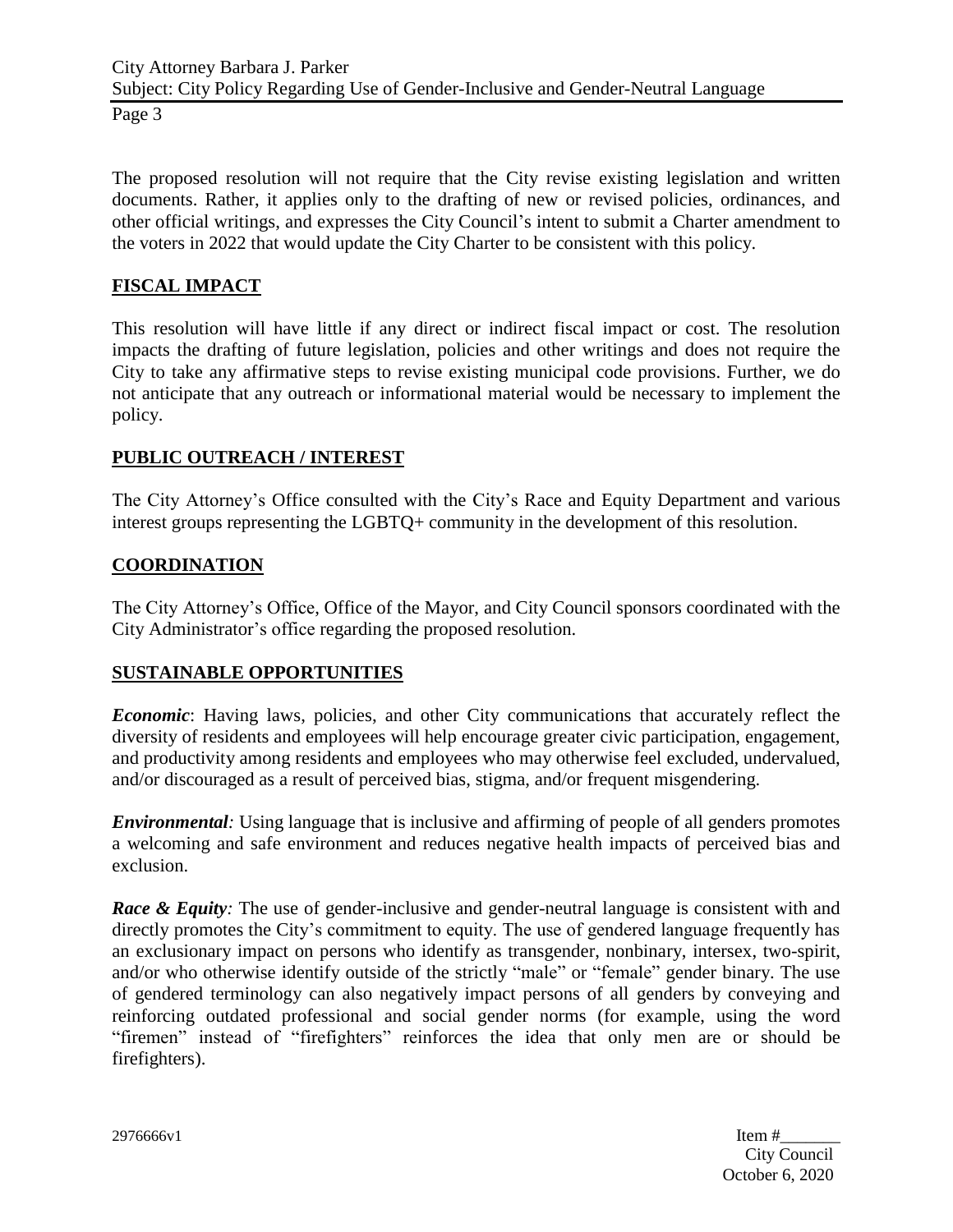The proposed resolution will not require that the City revise existing legislation and written documents. Rather, it applies only to the drafting of new or revised policies, ordinances, and other official writings, and expresses the City Council's intent to submit a Charter amendment to the voters in 2022 that would update the City Charter to be consistent with this policy.

## FISCAL IMPACT

This resolution will have little if any direct or indirect fiscal impact or cost. The resolution impacts the drafting of future legislation, policies and other writings and does not require the City to take any affirmative steps to revise existing municipal code provisions. Further, we do not anticipate that any outreach or informational material would be necessary to implement the policy.

## PUBLIC OUTREACH / INTEREST

The City Attorney's Office consulted with the City's Race and Equity Department and various interest groups representing the LGBTQ+ community in the development of this resolution.

## COORDINATION

The City Attorney's Office, Office of the Mayor, and City Council sponsors coordinated with the City Administrator's office regarding the proposed resolution.

## SUSTAINABLE OPPORTUNITIES

***Economic***: Having laws, policies, and other City communications that accurately reflect the diversity of residents and employees will help encourage greater civic participation, engagement, and productivity among residents and employees who may otherwise feel excluded, undervalued, and/or discouraged as a result of perceived bias, stigma, and/or frequent misgendering.

***Environmental****:* Using language that is inclusive and affirming of people of all genders promotes a welcoming and safe environment and reduces negative health impacts of perceived bias and exclusion.

***Race & Equity****:* The use of gender-inclusive and gender-neutral language is consistent with and directly promotes the City's commitment to equity. The use of gendered language frequently has an exclusionary impact on persons who identify as transgender, nonbinary, intersex, two-spirit, and/or who otherwise identify outside of the strictly "male" or "female" gender binary. The use of gendered terminology can also negatively impact persons of all genders by conveying and reinforcing outdated professional and social gender norms (for example, using the word "firemen" instead of "firefighters" reinforces the idea that only men are or should be firefighters).

2976666v1

Item #_______
City Council
October 6, 2020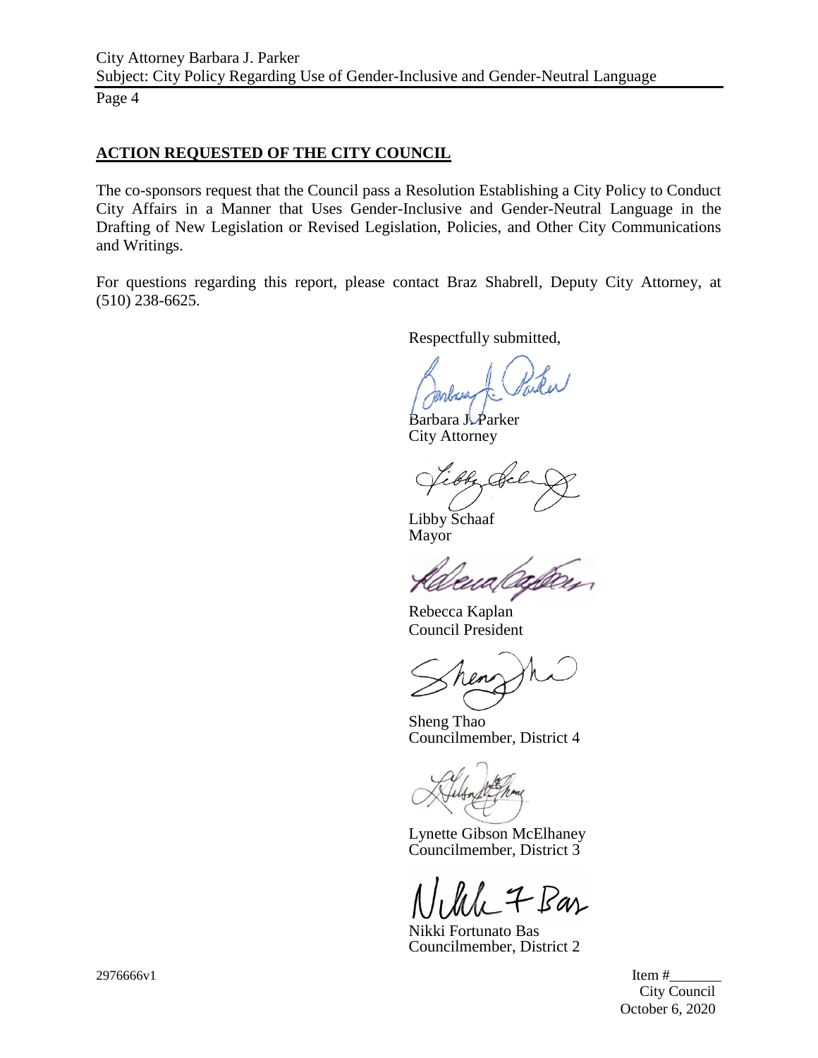## ACTION REQUESTED OF THE CITY COUNCIL

The co-sponsors request that the Council pass a Resolution Establishing a City Policy to Conduct City Affairs in a Manner that Uses Gender-Inclusive and Gender-Neutral Language in the Drafting of New Legislation or Revised Legislation, Policies, and Other City Communications and Writings.

For questions regarding this report, please contact Braz Shabrell, Deputy City Attorney, at (510) 238-6625.

Respectfully submitted,

Barbara J. Parker
City Attorney

Libby Schaaf
Mayor

Rebecca Kaplan
Council President

Sheng Thao
Councilmember, District 4

Lynette Gibson McElhaney
Councilmember, District 3

Nikki Fortunato Bas
Councilmember, District 2

2976666v1

Item #_______
City Council
October 6, 2020